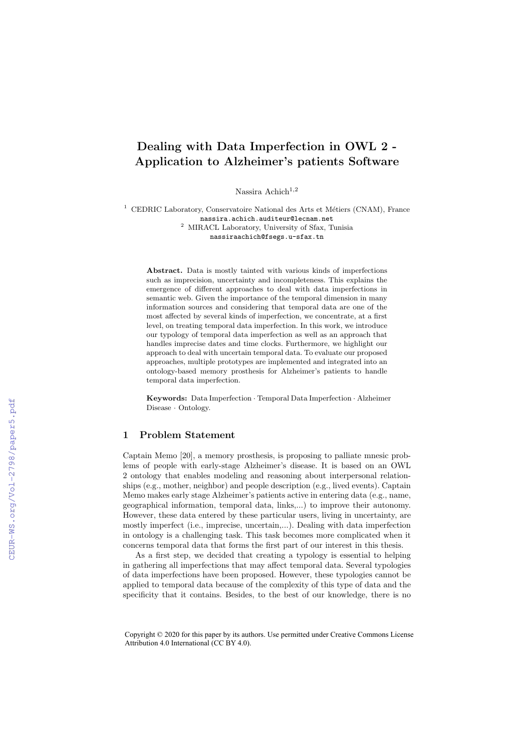# Dealing with Data Imperfection in OWL 2 - Application to Alzheimer's patients Software

Nassira Achich[1,2]

[1] CEDRIC Laboratory, Conservatoire National des Arts et Métiers (CNAM), France
nassira.achich.auditeur@lecnam.net
[2] MIRACL Laboratory, University of Sfax, Tunisia
nassiraachich@fsegs.u-sfax.tn

**Abstract.** Data is mostly tainted with various kinds of imperfections such as imprecision, uncertainty and incompleteness. This explains the emergence of different approaches to deal with data imperfections in semantic web. Given the importance of the temporal dimension in many information sources and considering that temporal data are one of the most affected by several kinds of imperfection, we concentrate, at a first level, on treating temporal data imperfection. In this work, we introduce our typology of temporal data imperfection as well as an approach that handles imprecise dates and time clocks. Furthermore, we highlight our approach to deal with uncertain temporal data. To evaluate our proposed approaches, multiple prototypes are implemented and integrated into an ontology-based memory prosthesis for Alzheimer's patients to handle temporal data imperfection.

**Keywords:** Data Imperfection · Temporal Data Imperfection · Alzheimer Disease · Ontology.

## 1 Problem Statement

Captain Memo [20], a memory prosthesis, is proposing to palliate mnesic problems of people with early-stage Alzheimer's disease. It is based on an OWL 2 ontology that enables modeling and reasoning about interpersonal relationships (e.g., mother, neighbor) and people description (e.g., lived events). Captain Memo makes early stage Alzheimer's patients active in entering data (e.g., name, geographical information, temporal data, links,...) to improve their autonomy. However, these data entered by these particular users, living in uncertainty, are mostly imperfect (i.e., imprecise, uncertain,...). Dealing with data imperfection in ontology is a challenging task. This task becomes more complicated when it concerns temporal data that forms the first part of our interest in this thesis.

As a first step, we decided that creating a typology is essential to helping in gathering all imperfections that may affect temporal data. Several typologies of data imperfections have been proposed. However, these typologies cannot be applied to temporal data because of the complexity of this type of data and the specificity that it contains. Besides, to the best of our knowledge, there is no

Copyright © 2020 for this paper by its authors. Use permitted under Creative Commons License Attribution 4.0 International (CC BY 4.0).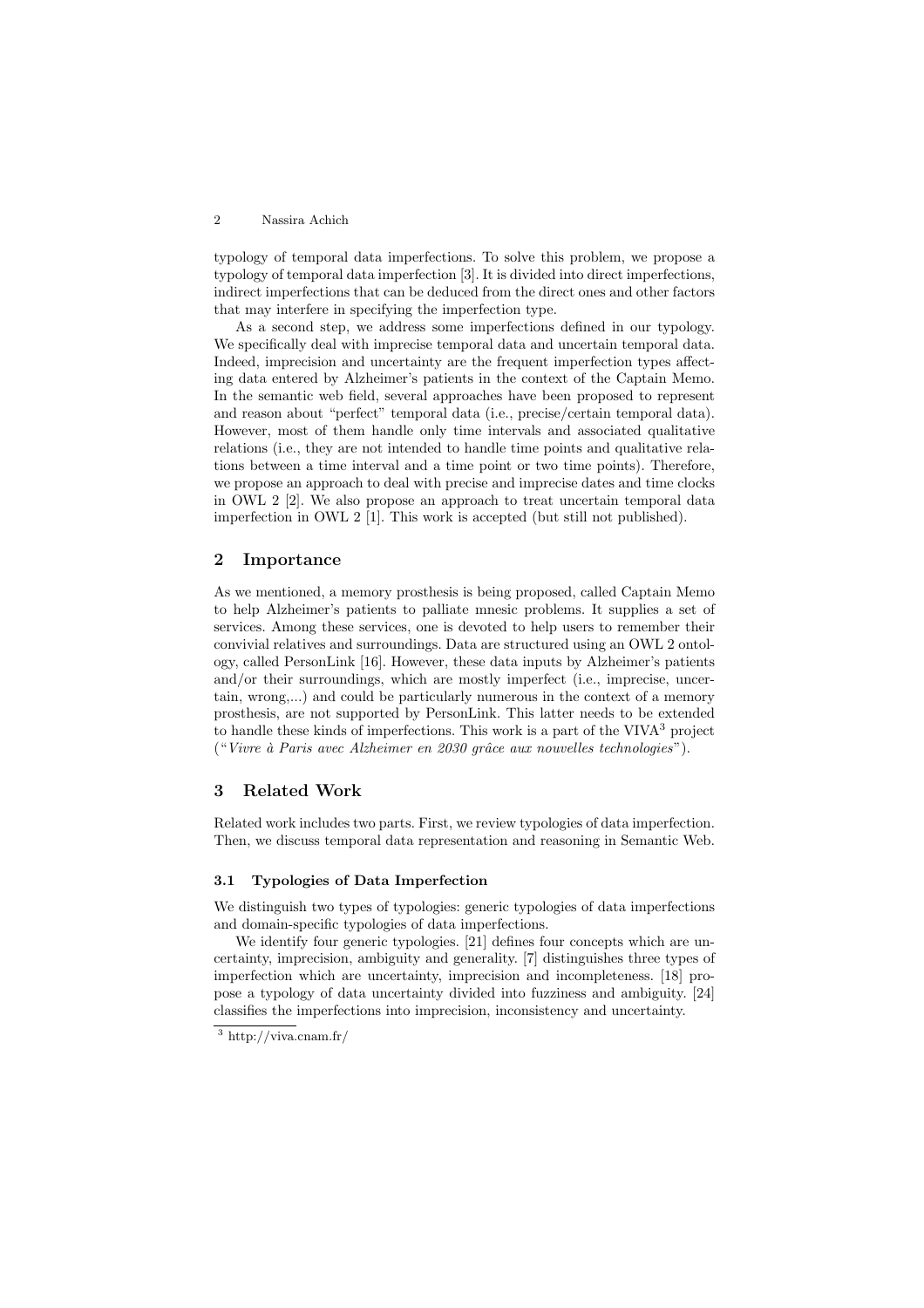typology of temporal data imperfections. To solve this problem, we propose a typology of temporal data imperfection [3]. It is divided into direct imperfections, indirect imperfections that can be deduced from the direct ones and other factors that may interfere in specifying the imperfection type.

As a second step, we address some imperfections defined in our typology. We specifically deal with imprecise temporal data and uncertain temporal data. Indeed, imprecision and uncertainty are the frequent imperfection types affecting data entered by Alzheimer's patients in the context of the Captain Memo. In the semantic web field, several approaches have been proposed to represent and reason about "perfect" temporal data (i.e., precise/certain temporal data). However, most of them handle only time intervals and associated qualitative relations (i.e., they are not intended to handle time points and qualitative relations between a time interval and a time point or two time points). Therefore, we propose an approach to deal with precise and imprecise dates and time clocks in OWL 2 [2]. We also propose an approach to treat uncertain temporal data imperfection in OWL 2 [1]. This work is accepted (but still not published).

## 2 Importance

As we mentioned, a memory prosthesis is being proposed, called Captain Memo to help Alzheimer's patients to palliate mnesic problems. It supplies a set of services. Among these services, one is devoted to help users to remember their convivial relatives and surroundings. Data are structured using an OWL 2 ontology, called PersonLink [16]. However, these data inputs by Alzheimer's patients and/or their surroundings, which are mostly imperfect (i.e., imprecise, uncertain, wrong,...) and could be particularly numerous in the context of a memory prosthesis, are not supported by PersonLink. This latter needs to be extended to handle these kinds of imperfections. This work is a part of the VIVA[3] project ("*Vivre à Paris avec Alzheimer en 2030 grâce aux nouvelles technologies*").

## 3 Related Work

Related work includes two parts. First, we review typologies of data imperfection. Then, we discuss temporal data representation and reasoning in Semantic Web.

### 3.1 Typologies of Data Imperfection

We distinguish two types of typologies: generic typologies of data imperfections and domain-specific typologies of data imperfections.

We identify four generic typologies. [21] defines four concepts which are uncertainty, imprecision, ambiguity and generality. [7] distinguishes three types of imperfection which are uncertainty, imprecision and incompleteness. [18] propose a typology of data uncertainty divided into fuzziness and ambiguity. [24] classifies the imperfections into imprecision, inconsistency and uncertainty.

[3] http://viva.cnam.fr/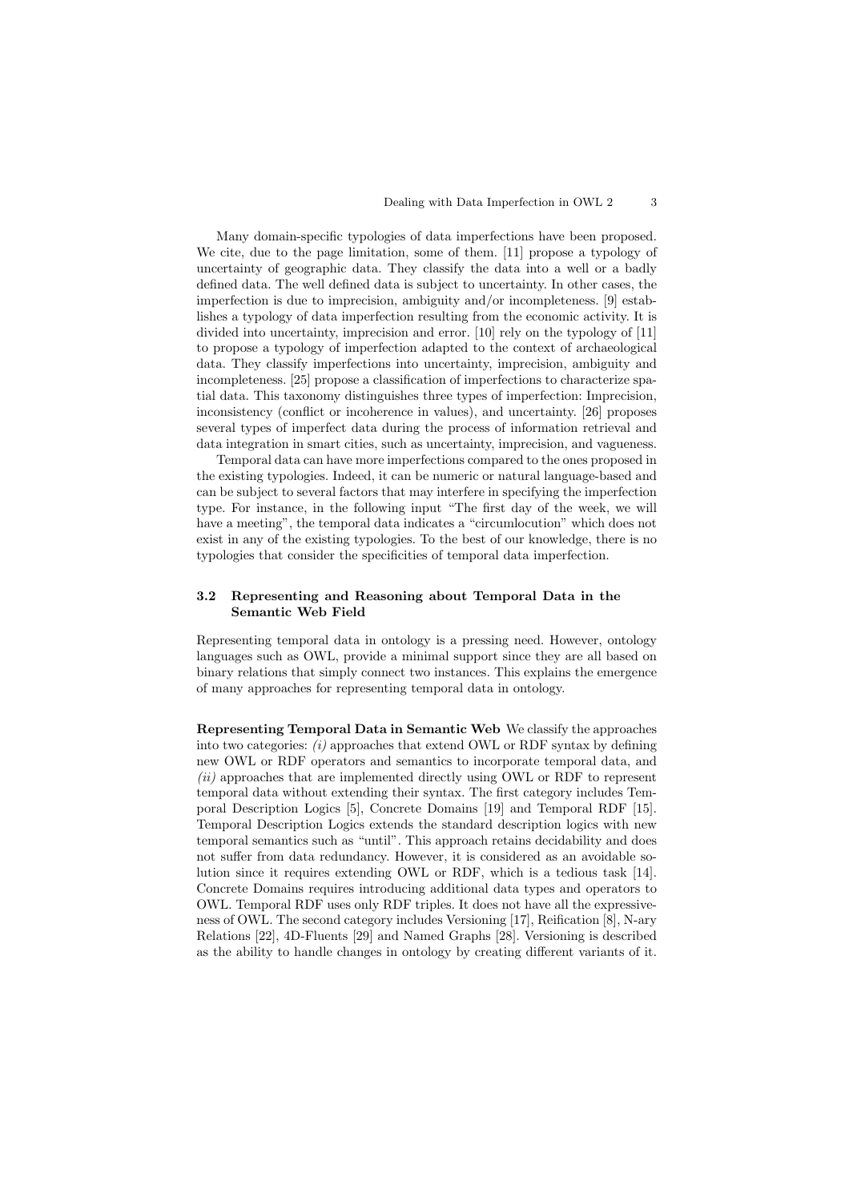Many domain-specific typologies of data imperfections have been proposed. We cite, due to the page limitation, some of them. [11] propose a typology of uncertainty of geographic data. They classify the data into a well or a badly defined data. The well defined data is subject to uncertainty. In other cases, the imperfection is due to imprecision, ambiguity and/or incompleteness. [9] establishes a typology of data imperfection resulting from the economic activity. It is divided into uncertainty, imprecision and error. [10] rely on the typology of [11] to propose a typology of imperfection adapted to the context of archaeological data. They classify imperfections into uncertainty, imprecision, ambiguity and incompleteness. [25] propose a classification of imperfections to characterize spatial data. This taxonomy distinguishes three types of imperfection: Imprecision, inconsistency (conflict or incoherence in values), and uncertainty. [26] proposes several types of imperfect data during the process of information retrieval and data integration in smart cities, such as uncertainty, imprecision, and vagueness.

Temporal data can have more imperfections compared to the ones proposed in the existing typologies. Indeed, it can be numeric or natural language-based and can be subject to several factors that may interfere in specifying the imperfection type. For instance, in the following input "The first day of the week, we will have a meeting", the temporal data indicates a "circumlocution" which does not exist in any of the existing typologies. To the best of our knowledge, there is no typologies that consider the specificities of temporal data imperfection.

### 3.2 Representing and Reasoning about Temporal Data in the Semantic Web Field

Representing temporal data in ontology is a pressing need. However, ontology languages such as OWL, provide a minimal support since they are all based on binary relations that simply connect two instances. This explains the emergence of many approaches for representing temporal data in ontology.

**Representing Temporal Data in Semantic Web** We classify the approaches into two categories: *(i)* approaches that extend OWL or RDF syntax by defining new OWL or RDF operators and semantics to incorporate temporal data, and *(ii)* approaches that are implemented directly using OWL or RDF to represent temporal data without extending their syntax. The first category includes Temporal Description Logics [5], Concrete Domains [19] and Temporal RDF [15]. Temporal Description Logics extends the standard description logics with new temporal semantics such as "until". This approach retains decidability and does not suffer from data redundancy. However, it is considered as an avoidable solution since it requires extending OWL or RDF, which is a tedious task [14]. Concrete Domains requires introducing additional data types and operators to OWL. Temporal RDF uses only RDF triples. It does not have all the expressiveness of OWL. The second category includes Versioning [17], Reification [8], N-ary Relations [22], 4D-Fluents [29] and Named Graphs [28]. Versioning is described as the ability to handle changes in ontology by creating different variants of it.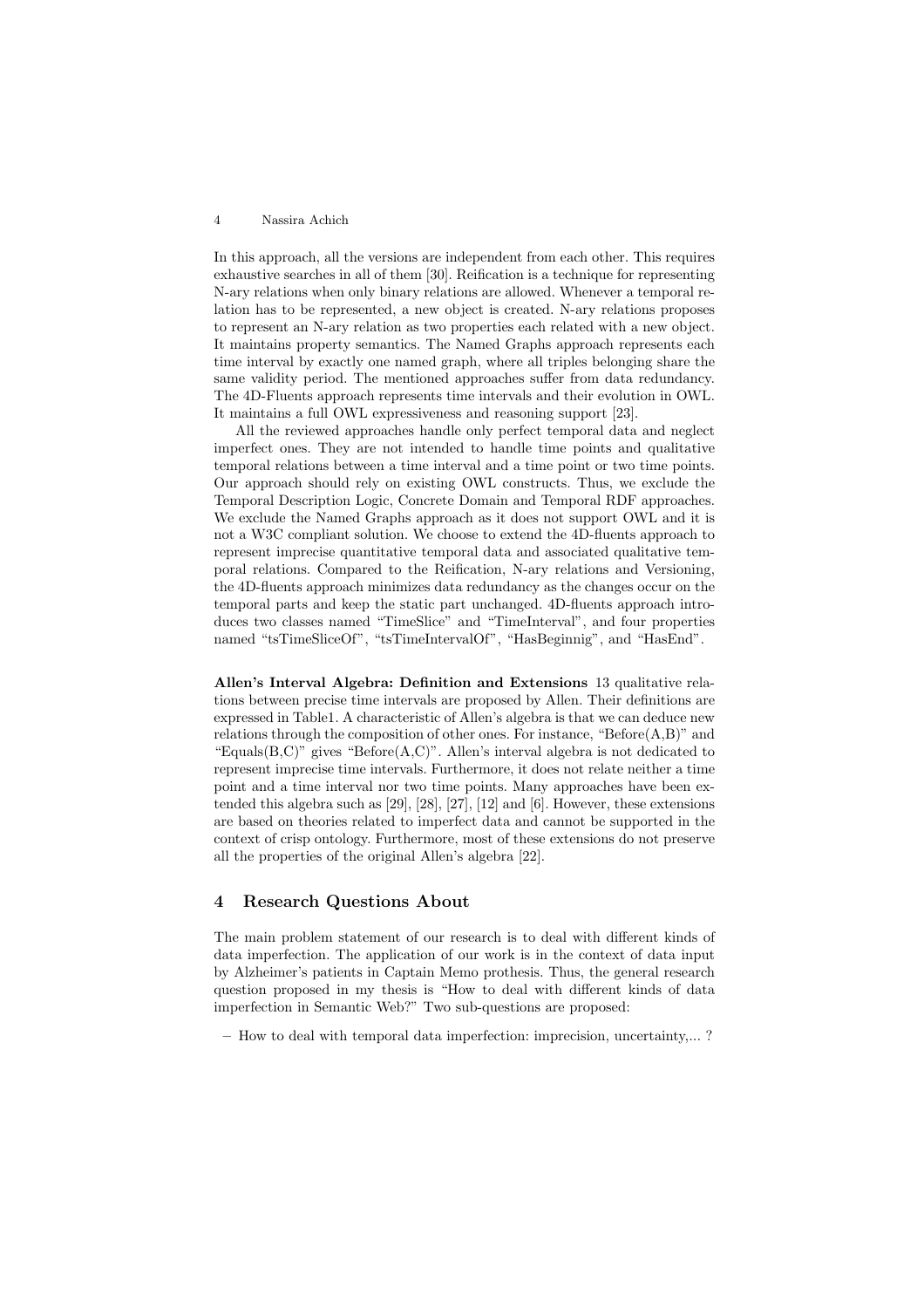In this approach, all the versions are independent from each other. This requires exhaustive searches in all of them [30]. Reification is a technique for representing N-ary relations when only binary relations are allowed. Whenever a temporal relation has to be represented, a new object is created. N-ary relations proposes to represent an N-ary relation as two properties each related with a new object. It maintains property semantics. The Named Graphs approach represents each time interval by exactly one named graph, where all triples belonging share the same validity period. The mentioned approaches suffer from data redundancy. The 4D-Fluents approach represents time intervals and their evolution in OWL. It maintains a full OWL expressiveness and reasoning support [23].

All the reviewed approaches handle only perfect temporal data and neglect imperfect ones. They are not intended to handle time points and qualitative temporal relations between a time interval and a time point or two time points. Our approach should rely on existing OWL constructs. Thus, we exclude the Temporal Description Logic, Concrete Domain and Temporal RDF approaches. We exclude the Named Graphs approach as it does not support OWL and it is not a W3C compliant solution. We choose to extend the 4D-fluents approach to represent imprecise quantitative temporal data and associated qualitative temporal relations. Compared to the Reification, N-ary relations and Versioning, the 4D-fluents approach minimizes data redundancy as the changes occur on the temporal parts and keep the static part unchanged. 4D-fluents approach introduces two classes named "TimeSlice" and "TimeInterval", and four properties named "tsTimeSliceOf", "tsTimeIntervalOf", "HasBeginnig", and "HasEnd".

**Allen's Interval Algebra: Definition and Extensions** 13 qualitative relations between precise time intervals are proposed by Allen. Their definitions are expressed in Table1. A characteristic of Allen's algebra is that we can deduce new relations through the composition of other ones. For instance, "Before(A,B)" and "Equals(B,C)" gives "Before(A,C)". Allen's interval algebra is not dedicated to represent imprecise time intervals. Furthermore, it does not relate neither a time point and a time interval nor two time points. Many approaches have been extended this algebra such as [29], [28], [27], [12] and [6]. However, these extensions are based on theories related to imperfect data and cannot be supported in the context of crisp ontology. Furthermore, most of these extensions do not preserve all the properties of the original Allen's algebra [22].

## 4 Research Questions About

The main problem statement of our research is to deal with different kinds of data imperfection. The application of our work is in the context of data input by Alzheimer's patients in Captain Memo prothesis. Thus, the general research question proposed in my thesis is "How to deal with different kinds of data imperfection in Semantic Web?" Two sub-questions are proposed:

- How to deal with temporal data imperfection: imprecision, uncertainty,... ?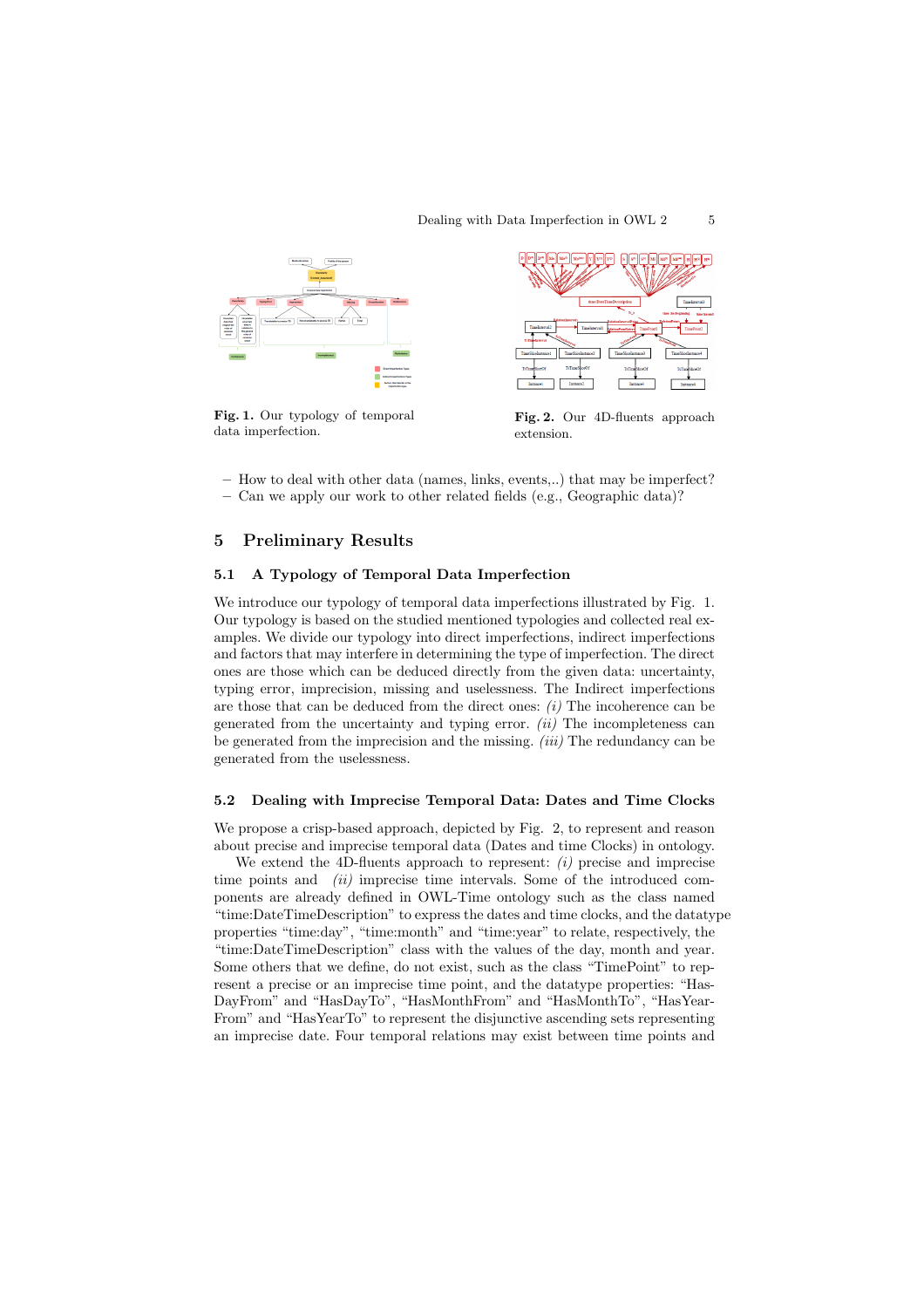**Fig. 1.** Our typology of temporal data imperfection.

**Fig. 2.** Our 4D-fluents approach extension.

- How to deal with other data (names, links, events,..) that may be imperfect?
- Can we apply our work to other related fields (e.g., Geographic data)?

## 5 Preliminary Results

### 5.1 A Typology of Temporal Data Imperfection

We introduce our typology of temporal data imperfections illustrated by Fig. 1. Our typology is based on the studied mentioned typologies and collected real examples. We divide our typology into direct imperfections, indirect imperfections and factors that may interfere in determining the type of imperfection. The direct ones are those which can be deduced directly from the given data: uncertainty, typing error, imprecision, missing and uselessness. The Indirect imperfections are those that can be deduced from the direct ones: *(i)* The incoherence can be generated from the uncertainty and typing error. *(ii)* The incompleteness can be generated from the imprecision and the missing. *(iii)* The redundancy can be generated from the uselessness.

### 5.2 Dealing with Imprecise Temporal Data: Dates and Time Clocks

We propose a crisp-based approach, depicted by Fig. 2, to represent and reason about precise and imprecise temporal data (Dates and time Clocks) in ontology.

We extend the 4D-fluents approach to represent: *(i)* precise and imprecise time points and *(ii)* imprecise time intervals. Some of the introduced components are already defined in OWL-Time ontology such as the class named "time:DateTimeDescription" to express the dates and time clocks, and the datatype properties "time:day", "time:month" and "time:year" to relate, respectively, the "time:DateTimeDescription" class with the values of the day, month and year. Some others that we define, do not exist, such as the class "TimePoint" to represent a precise or an imprecise time point, and the datatype properties: "HasDayFrom" and "HasDayTo", "HasMonthFrom" and "HasMonthTo", "HasYearFrom" and "HasYearTo" to represent the disjunctive ascending sets representing an imprecise date. Four temporal relations may exist between time points and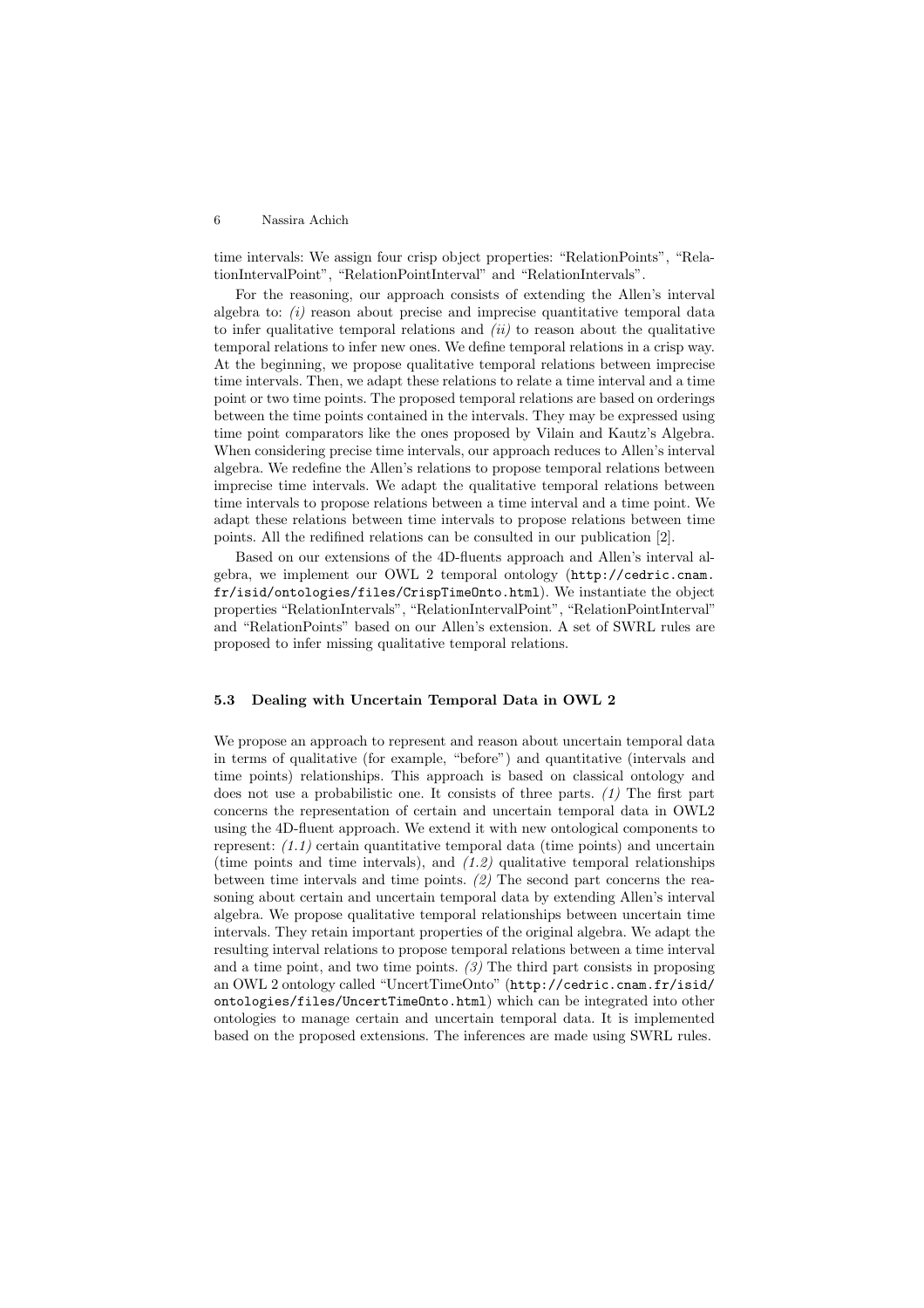time intervals: We assign four crisp object properties: "RelationPoints", "RelationIntervalPoint", "RelationPointInterval" and "RelationIntervals".

For the reasoning, our approach consists of extending the Allen's interval algebra to: *(i)* reason about precise and imprecise quantitative temporal data to infer qualitative temporal relations and *(ii)* to reason about the qualitative temporal relations to infer new ones. We define temporal relations in a crisp way. At the beginning, we propose qualitative temporal relations between imprecise time intervals. Then, we adapt these relations to relate a time interval and a time point or two time points. The proposed temporal relations are based on orderings between the time points contained in the intervals. They may be expressed using time point comparators like the ones proposed by Vilain and Kautz's Algebra. When considering precise time intervals, our approach reduces to Allen's interval algebra. We redefine the Allen's relations to propose temporal relations between imprecise time intervals. We adapt the qualitative temporal relations between time intervals to propose relations between a time interval and a time point. We adapt these relations between time intervals to propose relations between time points. All the redifined relations can be consulted in our publication [2].

Based on our extensions of the 4D-fluents approach and Allen's interval algebra, we implement our OWL 2 temporal ontology (`http://cedric.cnam.fr/isid/ontologies/files/CrispTimeOnto.html`). We instantiate the object properties "RelationIntervals", "RelationIntervalPoint", "RelationPointInterval" and "RelationPoints" based on our Allen's extension. A set of SWRL rules are proposed to infer missing qualitative temporal relations.

### 5.3 Dealing with Uncertain Temporal Data in OWL 2

We propose an approach to represent and reason about uncertain temporal data in terms of qualitative (for example, "before") and quantitative (intervals and time points) relationships. This approach is based on classical ontology and does not use a probabilistic one. It consists of three parts. *(1)* The first part concerns the representation of certain and uncertain temporal data in OWL2 using the 4D-fluent approach. We extend it with new ontological components to represent: *(1.1)* certain quantitative temporal data (time points) and uncertain (time points and time intervals), and *(1.2)* qualitative temporal relationships between time intervals and time points. *(2)* The second part concerns the reasoning about certain and uncertain temporal data by extending Allen's interval algebra. We propose qualitative temporal relationships between uncertain time intervals. They retain important properties of the original algebra. We adapt the resulting interval relations to propose temporal relations between a time interval and a time point, and two time points. *(3)* The third part consists in proposing an OWL 2 ontology called "UncertTimeOnto" (`http://cedric.cnam.fr/isid/ontologies/files/UncertTimeOnto.html`) which can be integrated into other ontologies to manage certain and uncertain temporal data. It is implemented based on the proposed extensions. The inferences are made using SWRL rules.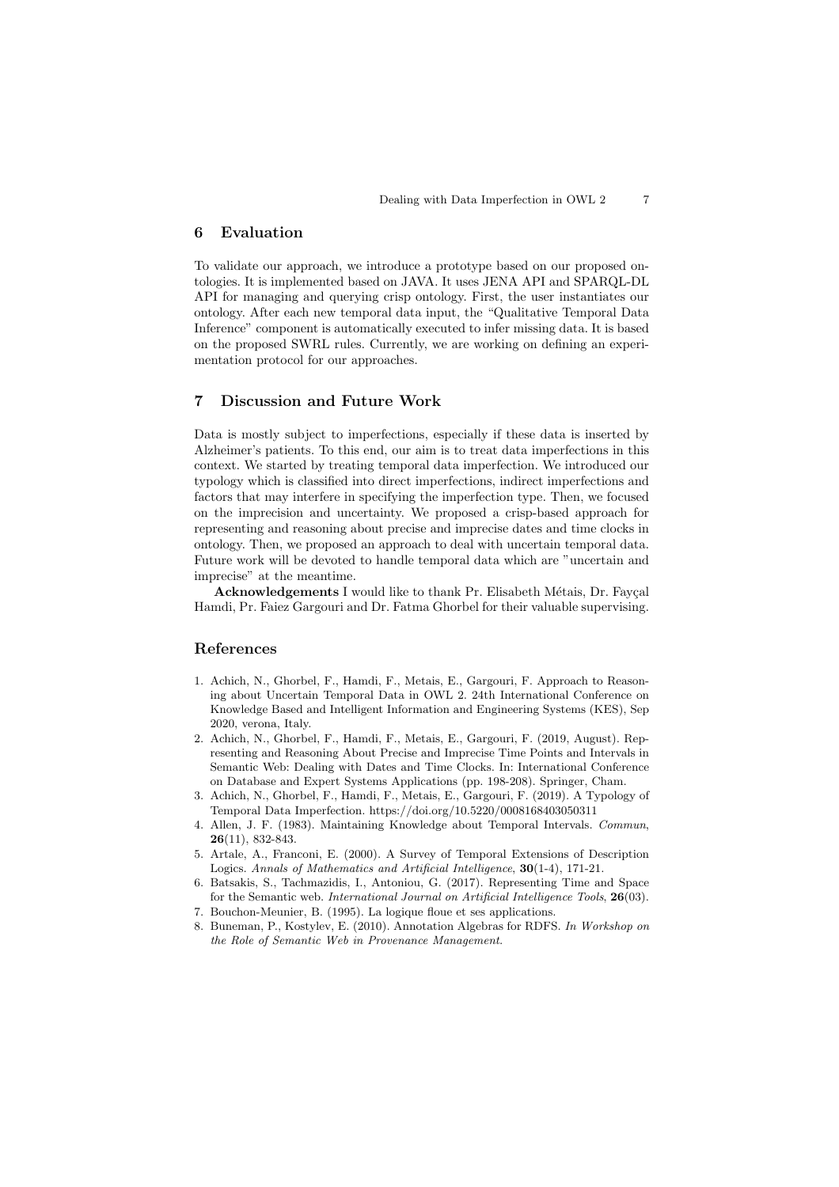## 6 Evaluation

To validate our approach, we introduce a prototype based on our proposed ontologies. It is implemented based on JAVA. It uses JENA API and SPARQL-DL API for managing and querying crisp ontology. First, the user instantiates our ontology. After each new temporal data input, the "Qualitative Temporal Data Inference" component is automatically executed to infer missing data. It is based on the proposed SWRL rules. Currently, we are working on defining an experimentation protocol for our approaches.

## 7 Discussion and Future Work

Data is mostly subject to imperfections, especially if these data is inserted by Alzheimer's patients. To this end, our aim is to treat data imperfections in this context. We started by treating temporal data imperfection. We introduced our typology which is classified into direct imperfections, indirect imperfections and factors that may interfere in specifying the imperfection type. Then, we focused on the imprecision and uncertainty. We proposed a crisp-based approach for representing and reasoning about precise and imprecise dates and time clocks in ontology. Then, we proposed an approach to deal with uncertain temporal data. Future work will be devoted to handle temporal data which are "uncertain and imprecise" at the meantime.

**Acknowledgements** I would like to thank Pr. Elisabeth Métais, Dr. Fayçal Hamdi, Pr. Faiez Gargouri and Dr. Fatma Ghorbel for their valuable supervising.

## References

1. Achich, N., Ghorbel, F., Hamdi, F., Metais, E., Gargouri, F. Approach to Reasoning about Uncertain Temporal Data in OWL 2. 24th International Conference on Knowledge Based and Intelligent Information and Engineering Systems (KES), Sep 2020, verona, Italy.
2. Achich, N., Ghorbel, F., Hamdi, F., Metais, E., Gargouri, F. (2019, August). Representing and Reasoning About Precise and Imprecise Time Points and Intervals in Semantic Web: Dealing with Dates and Time Clocks. In: International Conference on Database and Expert Systems Applications (pp. 198-208). Springer, Cham.
3. Achich, N., Ghorbel, F., Hamdi, F., Metais, E., Gargouri, F. (2019). A Typology of Temporal Data Imperfection. https://doi.org/10.5220/0008168403050311
4. Allen, J. F. (1983). Maintaining Knowledge about Temporal Intervals. *Commun*, **26**(11), 832-843.
5. Artale, A., Franconi, E. (2000). A Survey of Temporal Extensions of Description Logics. *Annals of Mathematics and Artificial Intelligence*, **30**(1-4), 171-21.
6. Batsakis, S., Tachmazidis, I., Antoniou, G. (2017). Representing Time and Space for the Semantic web. *International Journal on Artificial Intelligence Tools*, **26**(03).
7. Bouchon-Meunier, B. (1995). La logique floue et ses applications.
8. Buneman, P., Kostylev, E. (2010). Annotation Algebras for RDFS. *In Workshop on the Role of Semantic Web in Provenance Management.*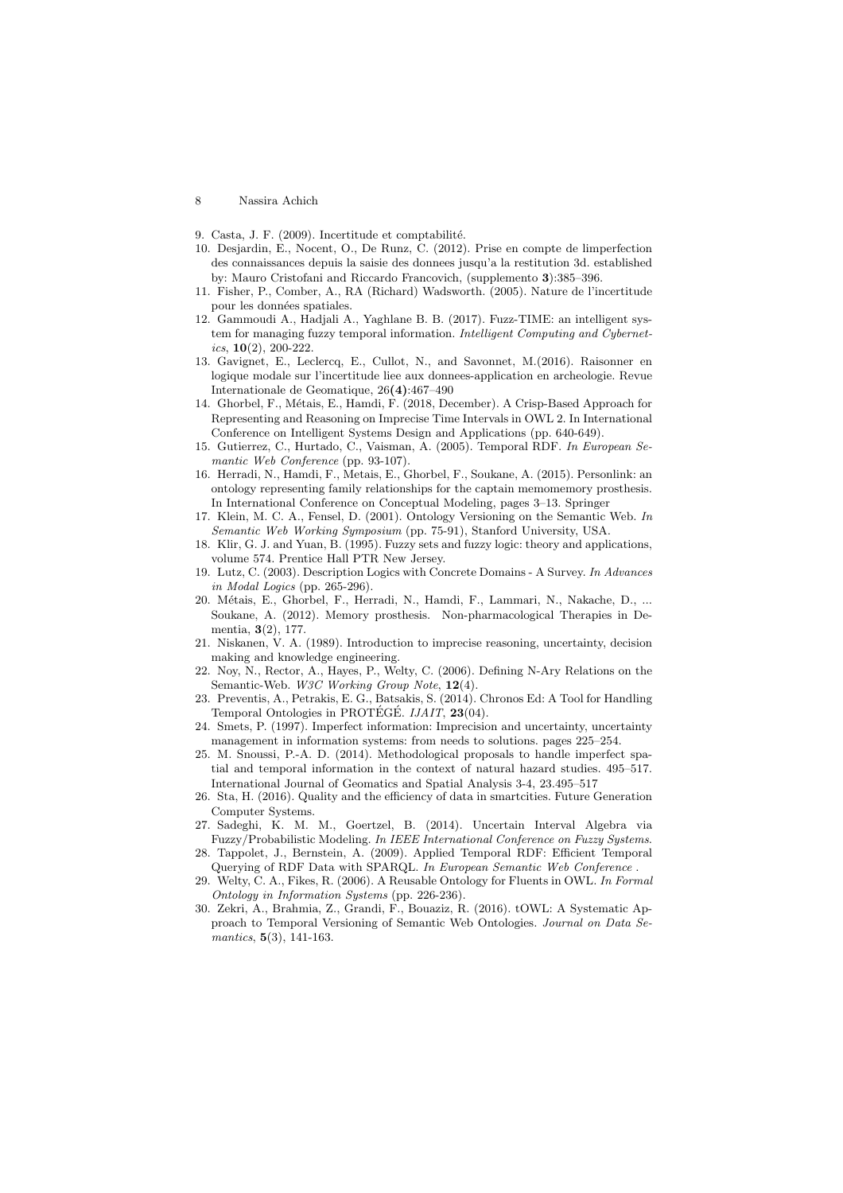9. Casta, J. F. (2009). Incertitude et comptabilité.
10. Desjardin, E., Nocent, O., De Runz, C. (2012). Prise en compte de limperfection des connaissances depuis la saisie des donnees jusqu'a la restitution 3d. established by: Mauro Cristofani and Riccardo Francovich, (supplemento **3**):385–396.
11. Fisher, P., Comber, A., RA (Richard) Wadsworth. (2005). Nature de l'incertitude pour les données spatiales.
12. Gammoudi A., Hadjali A., Yaghlane B. B. (2017). Fuzz-TIME: an intelligent system for managing fuzzy temporal information. *Intelligent Computing and Cybernetics*, **10**(2), 200-222.
13. Gavignet, E., Leclercq, E., Cullot, N., and Savonnet, M.(2016). Raisonner en logique modale sur l'incertitude liee aux donnees-application en archeologie. Revue Internationale de Geomatique, 26**(4)**:467–490
14. Ghorbel, F., Métais, E., Hamdi, F. (2018, December). A Crisp-Based Approach for Representing and Reasoning on Imprecise Time Intervals in OWL 2. In International Conference on Intelligent Systems Design and Applications (pp. 640-649).
15. Gutierrez, C., Hurtado, C., Vaisman, A. (2005). Temporal RDF. *In European Semantic Web Conference* (pp. 93-107).
16. Herradi, N., Hamdi, F., Metais, E., Ghorbel, F., Soukane, A. (2015). Personlink: an ontology representing family relationships for the captain memomemory prosthesis. In International Conference on Conceptual Modeling, pages 3–13. Springer
17. Klein, M. C. A., Fensel, D. (2001). Ontology Versioning on the Semantic Web. *In Semantic Web Working Symposium* (pp. 75-91), Stanford University, USA.
18. Klir, G. J. and Yuan, B. (1995). Fuzzy sets and fuzzy logic: theory and applications, volume 574. Prentice Hall PTR New Jersey.
19. Lutz, C. (2003). Description Logics with Concrete Domains - A Survey. *In Advances in Modal Logics* (pp. 265-296).
20. Métais, E., Ghorbel, F., Herradi, N., Hamdi, F., Lammari, N., Nakache, D., ... Soukane, A. (2012). Memory prosthesis. Non-pharmacological Therapies in Dementia, **3**(2), 177.
21. Niskanen, V. A. (1989). Introduction to imprecise reasoning, uncertainty, decision making and knowledge engineering.
22. Noy, N., Rector, A., Hayes, P., Welty, C. (2006). Defining N-Ary Relations on the Semantic-Web. *W3C Working Group Note*, **12**(4).
23. Preventis, A., Petrakis, E. G., Batsakis, S. (2014). Chronos Ed: A Tool for Handling Temporal Ontologies in PROTÉGÉ. *IJAIT*, **23**(04).
24. Smets, P. (1997). Imperfect information: Imprecision and uncertainty, uncertainty management in information systems: from needs to solutions. pages 225–254.
25. M. Snoussi, P.-A. D. (2014). Methodological proposals to handle imperfect spatial and temporal information in the context of natural hazard studies. 495–517. International Journal of Geomatics and Spatial Analysis 3-4, 23.495–517
26. Sta, H. (2016). Quality and the efficiency of data in smartcities. Future Generation Computer Systems.
27. Sadeghi, K. M. M., Goertzel, B. (2014). Uncertain Interval Algebra via Fuzzy/Probabilistic Modeling. *In IEEE International Conference on Fuzzy Systems.*
28. Tappolet, J., Bernstein, A. (2009). Applied Temporal RDF: Efficient Temporal Querying of RDF Data with SPARQL. *In European Semantic Web Conference* .
29. Welty, C. A., Fikes, R. (2006). A Reusable Ontology for Fluents in OWL. *In Formal Ontology in Information Systems* (pp. 226-236).
30. Zekri, A., Brahmia, Z., Grandi, F., Bouaziz, R. (2016). tOWL: A Systematic Approach to Temporal Versioning of Semantic Web Ontologies. *Journal on Data Semantics*, **5**(3), 141-163.